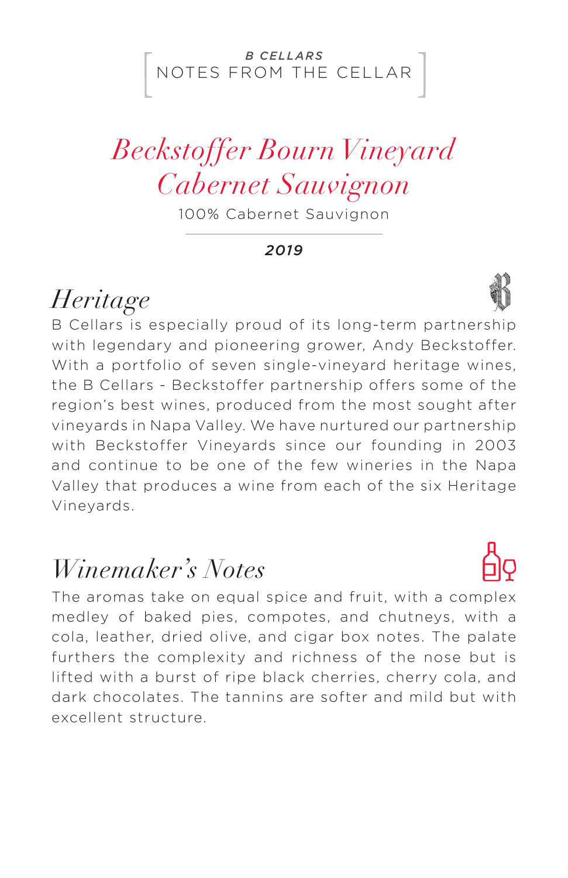**B CELLARS**
NOTES FROM THE CELLAR

# *Beckstoffer Bourn Vineyard Cabernet Sauvignon*

100% Cabernet Sauvignon

***2019***

## *Heritage*

B Cellars is especially proud of its long-term partnership with legendary and pioneering grower, Andy Beckstoffer. With a portfolio of seven single-vineyard heritage wines, the B Cellars - Beckstoffer partnership offers some of the region's best wines, produced from the most sought after vineyards in Napa Valley. We have nurtured our partnership with Beckstoffer Vineyards since our founding in 2003 and continue to be one of the few wineries in the Napa Valley that produces a wine from each of the six Heritage Vineyards.

## *Winemaker's Notes*

The aromas take on equal spice and fruit, with a complex medley of baked pies, compotes, and chutneys, with a cola, leather, dried olive, and cigar box notes. The palate furthers the complexity and richness of the nose but is lifted with a burst of ripe black cherries, cherry cola, and dark chocolates. The tannins are softer and mild but with excellent structure.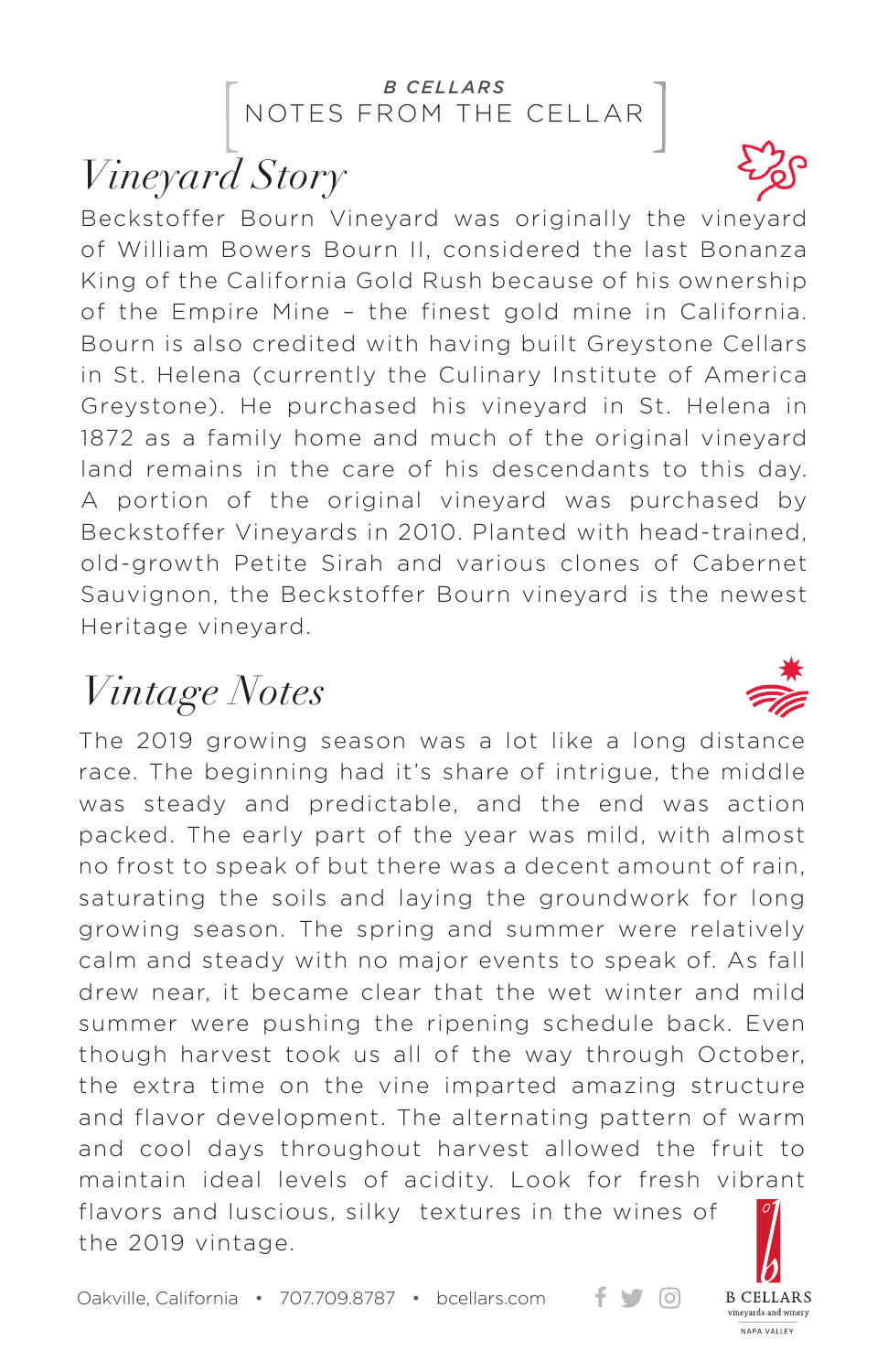**B CELLARS**

NOTES FROM THE CELLAR

# *Vineyard Story*

Beckstoffer Bourn Vineyard was originally the vineyard of William Bowers Bourn II, considered the last Bonanza King of the California Gold Rush because of his ownership of the Empire Mine – the finest gold mine in California. Bourn is also credited with having built Greystone Cellars in St. Helena (currently the Culinary Institute of America Greystone). He purchased his vineyard in St. Helena in 1872 as a family home and much of the original vineyard land remains in the care of his descendants to this day. A portion of the original vineyard was purchased by Beckstoffer Vineyards in 2010. Planted with head-trained, old-growth Petite Sirah and various clones of Cabernet Sauvignon, the Beckstoffer Bourn vineyard is the newest Heritage vineyard.

# *Vintage Notes*

The 2019 growing season was a lot like a long distance race. The beginning had it's share of intrigue, the middle was steady and predictable, and the end was action packed. The early part of the year was mild, with almost no frost to speak of but there was a decent amount of rain, saturating the soils and laying the groundwork for long growing season. The spring and summer were relatively calm and steady with no major events to speak of. As fall drew near, it became clear that the wet winter and mild summer were pushing the ripening schedule back. Even though harvest took us all of the way through October, the extra time on the vine imparted amazing structure and flavor development. The alternating pattern of warm and cool days throughout harvest allowed the fruit to maintain ideal levels of acidity. Look for fresh vibrant flavors and luscious, silky textures in the wines of the 2019 vintage.

Oakville, California • 707.709.8787 • bcellars.com

B CELLARS
vineyards and winery
NAPA VALLEY